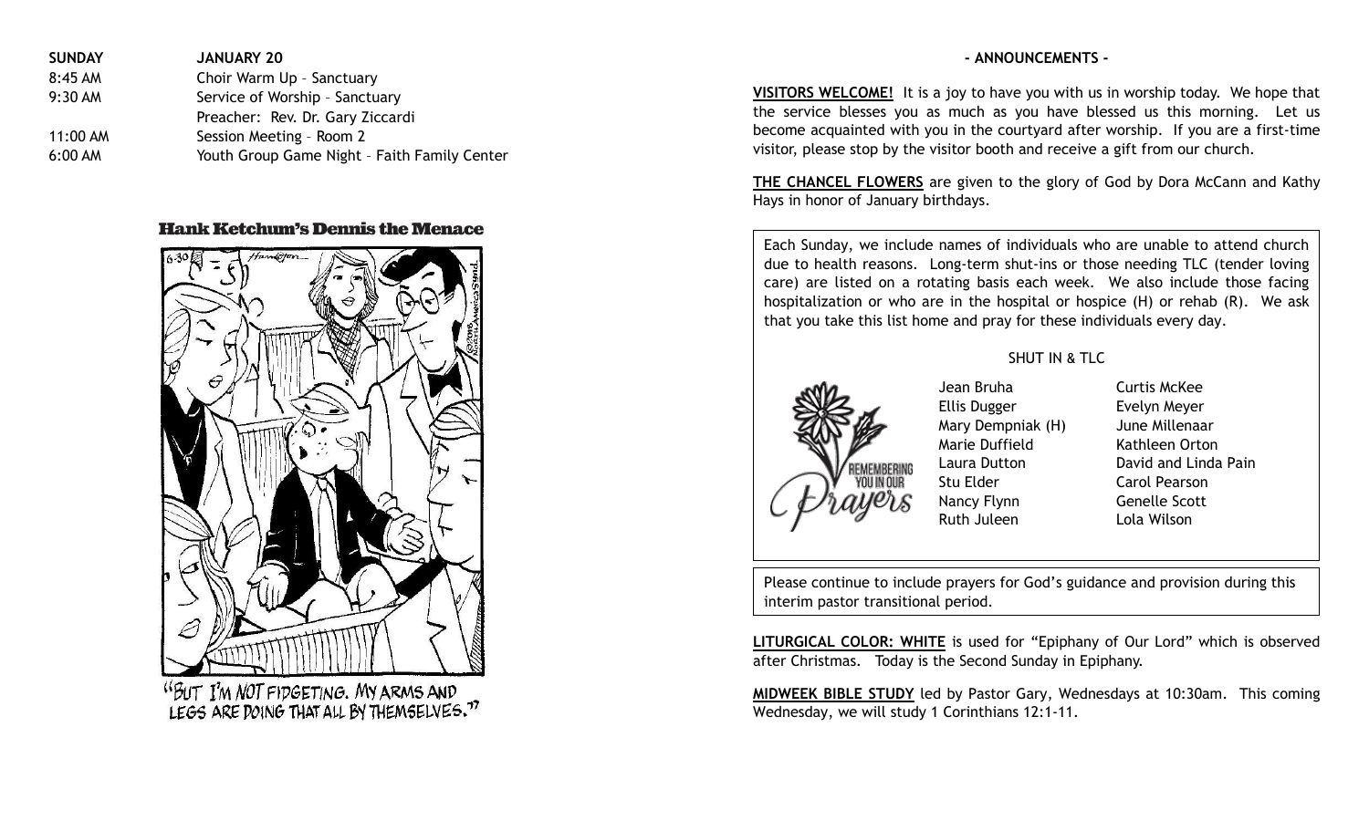| SUNDAY | JANUARY 20 |
| --- | --- |
| 8:45 AM | Choir Warm Up – Sanctuary |
| 9:30 AM | Service of Worship – Sanctuary<br>Preacher: Rev. Dr. Gary Ziccardi |
| 11:00 AM | Session Meeting – Room 2 |
| 6:00 AM | Youth Group Game Night – Faith Family Center |

**Hank Ketchum's Dennis the Menace**

"BUT I'M NOT FIDGETING. MY ARMS AND LEGS ARE DOING THAT ALL BY THEMSELVES."

## - ANNOUNCEMENTS -

**VISITORS WELCOME!** It is a joy to have you with us in worship today. We hope that the service blesses you as much as you have blessed us this morning. Let us become acquainted with you in the courtyard after worship. If you are a first-time visitor, please stop by the visitor booth and receive a gift from our church.

**THE CHANCEL FLOWERS** are given to the glory of God by Dora McCann and Kathy Hays in honor of January birthdays.

Each Sunday, we include names of individuals who are unable to attend church due to health reasons. Long-term shut-ins or those needing TLC (tender loving care) are listed on a rotating basis each week. We also include those facing hospitalization or who are in the hospital or hospice (H) or rehab (R). We ask that you take this list home and pray for these individuals every day.

SHUT IN & TLC

Remembering You in Our Prayers

| | |
| --- | --- |
| Jean Bruha | Curtis McKee |
| Ellis Dugger | Evelyn Meyer |
| Mary Dempniak (H) | June Millenaar |
| Marie Duffield | Kathleen Orton |
| Laura Dutton | David and Linda Pain |
| Stu Elder | Carol Pearson |
| Nancy Flynn | Genelle Scott |
| Ruth Juleen | Lola Wilson |

Please continue to include prayers for God's guidance and provision during this interim pastor transitional period.

**LITURGICAL COLOR: WHITE** is used for "Epiphany of Our Lord" which is observed after Christmas. Today is the Second Sunday in Epiphany.

**MIDWEEK BIBLE STUDY** led by Pastor Gary, Wednesdays at 10:30am. This coming Wednesday, we will study 1 Corinthians 12:1-11.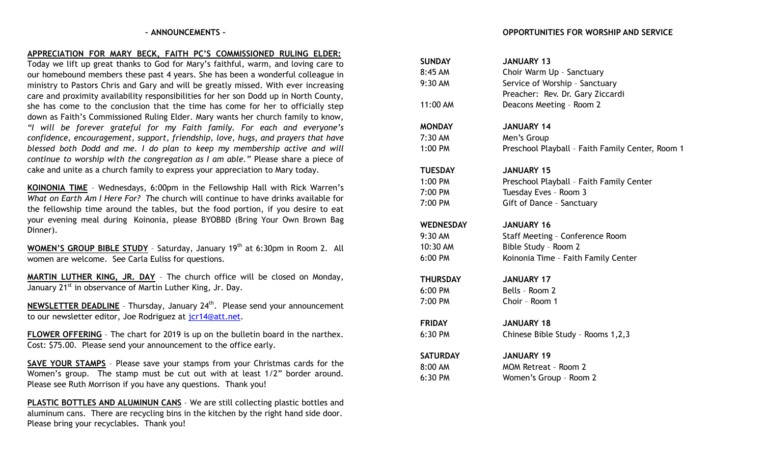## – ANNOUNCEMENTS –

**APPRECIATION FOR MARY BECK, FAITH PC'S COMMISSIONED RULING ELDER:** Today we lift up great thanks to God for Mary's faithful, warm, and loving care to our homebound members these past 4 years. She has been a wonderful colleague in ministry to Pastors Chris and Gary and will be greatly missed. With ever increasing care and proximity availability responsibilities for her son Dodd up in North County, she has come to the conclusion that the time has come for her to officially step down as Faith's Commissioned Ruling Elder. Mary wants her church family to know, *"I will be forever grateful for my Faith family. For each and everyone's confidence, encouragement, support, friendship, love, hugs, and prayers that have blessed both Dodd and me. I do plan to keep my membership active and will continue to worship with the congregation as I am able."* Please share a piece of cake and unite as a church family to express your appreciation to Mary today.

**KOINONIA TIME** – Wednesdays, 6:00pm in the Fellowship Hall with Rick Warren's *What on Earth Am I Here For?* The church will continue to have drinks available for the fellowship time around the tables, but the food portion, if you desire to eat your evening meal during Koinonia, please BYOBBD (Bring Your Own Brown Bag Dinner).

**WOMEN'S GROUP BIBLE STUDY** – Saturday, January 19th at 6:30pm in Room 2. All women are welcome. See Carla Euliss for questions.

**MARTIN LUTHER KING, JR. DAY** – The church office will be closed on Monday, January 21st in observance of Martin Luther King, Jr. Day.

**NEWSLETTER DEADLINE** – Thursday, January 24th. Please send your announcement to our newsletter editor, Joe Rodriguez at jcr14@att.net.

**FLOWER OFFERING** – The chart for 2019 is up on the bulletin board in the narthex. Cost: $75.00. Please send your announcement to the office early.

**SAVE YOUR STAMPS** – Please save your stamps from your Christmas cards for the Women's group. The stamp must be cut out with at least 1/2" border around. Please see Ruth Morrison if you have any questions. Thank you!

**PLASTIC BOTTLES AND ALUMINUN CANS** – We are still collecting plastic bottles and aluminum cans. There are recycling bins in the kitchen by the right hand side door. Please bring your recyclables. Thank you!

## OPPORTUNITIES FOR WORSHIP AND SERVICE

| | |
|---|---|
| **SUNDAY** | **JANUARY 13** |
| 8:45 AM | Choir Warm Up – Sanctuary |
| 9:30 AM | Service of Worship – Sanctuary<br>Preacher: Rev. Dr. Gary Ziccardi |
| 11:00 AM | Deacons Meeting – Room 2 |
| **MONDAY** | **JANUARY 14** |
| 7:30 AM | Men's Group |
| 1:00 PM | Preschool Playball – Faith Family Center, Room 1 |
| **TUESDAY** | **JANUARY 15** |
| 1:00 PM | Preschool Playball – Faith Family Center |
| 7:00 PM | Tuesday Eves – Room 3 |
| 7:00 PM | Gift of Dance – Sanctuary |
| **WEDNESDAY** | **JANUARY 16** |
| 9:30 AM | Staff Meeting – Conference Room |
| 10:30 AM | Bible Study – Room 2 |
| 6:00 PM | Koinonia Time – Faith Family Center |
| **THURSDAY** | **JANUARY 17** |
| 6:00 PM | Bells – Room 2 |
| 7:00 PM | Choir – Room 1 |
| **FRIDAY** | **JANUARY 18** |
| 6:30 PM | Chinese Bible Study – Rooms 1,2,3 |
| **SATURDAY** | **JANUARY 19** |
| 8:00 AM | MOM Retreat – Room 2 |
| 6:30 PM | Women's Group – Room 2 |